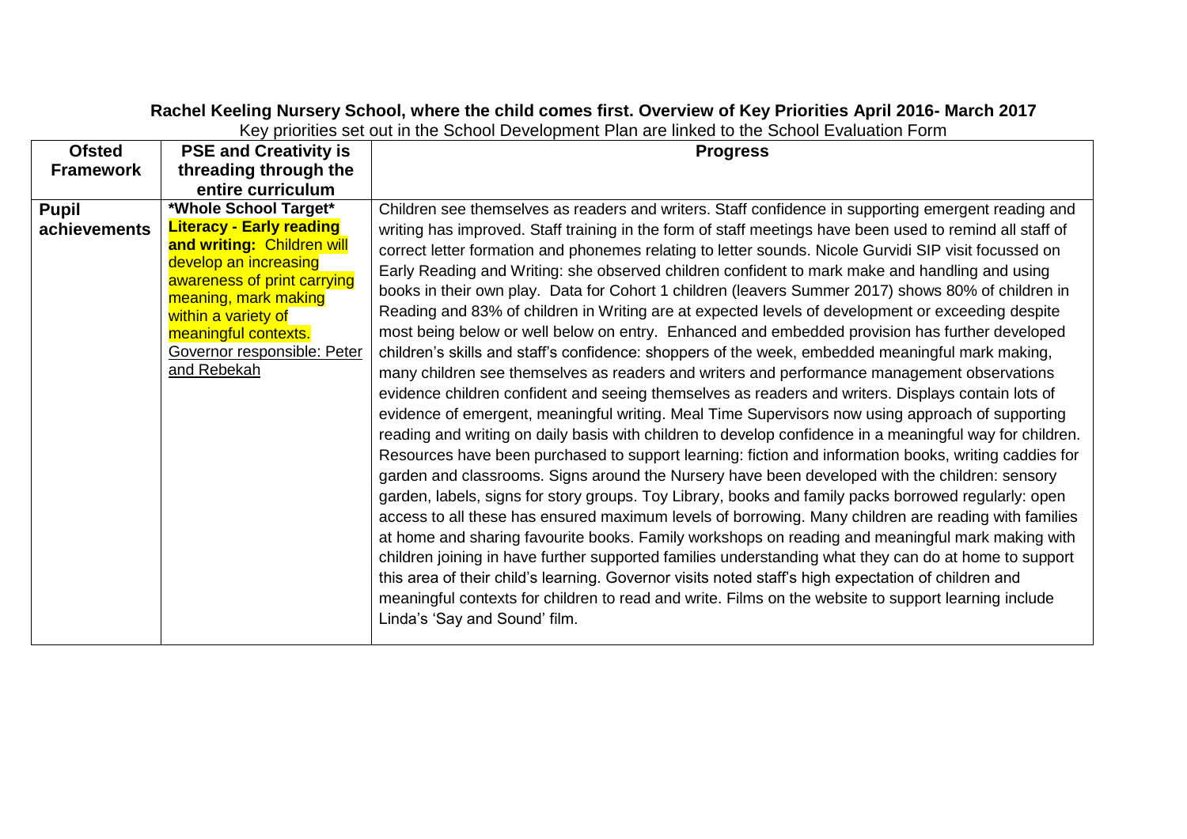**Rachel Keeling Nursery School, where the child comes first. Overview of Key Priorities April 2016- March 2017**

Key priorities set out in the School Development Plan are linked to the School Evaluation Form

| Ofsted Framework | PSE and Creativity is threading through the entire curriculum | Progress |
|---|---|---|
| **Pupil achievements** | ***Whole School Target*** **Literacy - Early reading and writing:** Children will develop an increasing awareness of print carrying meaning, mark making within a variety of meaningful contexts. Governor responsible: Peter and Rebekah | Children see themselves as readers and writers. Staff confidence in supporting emergent reading and writing has improved. Staff training in the form of staff meetings have been used to remind all staff of correct letter formation and phonemes relating to letter sounds. Nicole Gurvidi SIP visit focussed on Early Reading and Writing: she observed children confident to mark make and handling and using books in their own play. Data for Cohort 1 children (leavers Summer 2017) shows 80% of children in Reading and 83% of children in Writing are at expected levels of development or exceeding despite most being below or well below on entry. Enhanced and embedded provision has further developed children's skills and staff's confidence: shoppers of the week, embedded meaningful mark making, many children see themselves as readers and writers and performance management observations evidence children confident and seeing themselves as readers and writers. Displays contain lots of evidence of emergent, meaningful writing. Meal Time Supervisors now using approach of supporting reading and writing on daily basis with children to develop confidence in a meaningful way for children. Resources have been purchased to support learning: fiction and information books, writing caddies for garden and classrooms. Signs around the Nursery have been developed with the children: sensory garden, labels, signs for story groups. Toy Library, books and family packs borrowed regularly: open access to all these has ensured maximum levels of borrowing. Many children are reading with families at home and sharing favourite books. Family workshops on reading and meaningful mark making with children joining in have further supported families understanding what they can do at home to support this area of their child's learning. Governor visits noted staff's high expectation of children and meaningful contexts for children to read and write. Films on the website to support learning include Linda's 'Say and Sound' film. |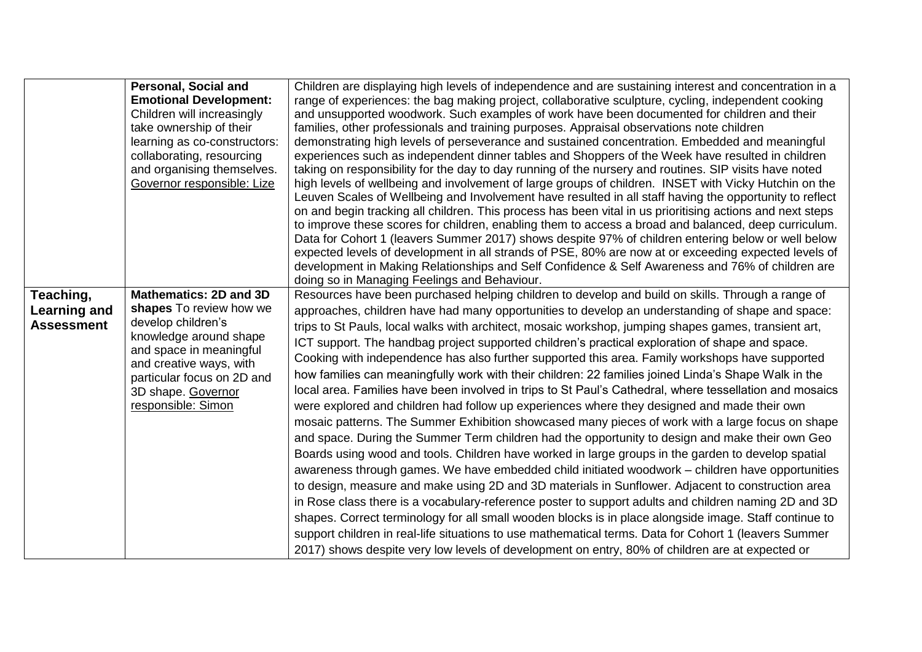| | | |
|---|---|---|
| | **Personal, Social and Emotional Development:** Children will increasingly take ownership of their learning as co-constructors: collaborating, resourcing and organising themselves. Governor responsible: Lize | Children are displaying high levels of independence and are sustaining interest and concentration in a range of experiences: the bag making project, collaborative sculpture, cycling, independent cooking and unsupported woodwork. Such examples of work have been documented for children and their families, other professionals and training purposes. Appraisal observations note children demonstrating high levels of perseverance and sustained concentration. Embedded and meaningful experiences such as independent dinner tables and Shoppers of the Week have resulted in children taking on responsibility for the day to day running of the nursery and routines. SIP visits have noted high levels of wellbeing and involvement of large groups of children. INSET with Vicky Hutchin on the Leuven Scales of Wellbeing and Involvement have resulted in all staff having the opportunity to reflect on and begin tracking all children. This process has been vital in us prioritising actions and next steps to improve these scores for children, enabling them to access a broad and balanced, deep curriculum. Data for Cohort 1 (leavers Summer 2017) shows despite 97% of children entering below or well below expected levels of development in all strands of PSE, 80% are now at or exceeding expected levels of development in Making Relationships and Self Confidence & Self Awareness and 76% of children are doing so in Managing Feelings and Behaviour. |
| **Teaching, Learning and Assessment** | **Mathematics: 2D and 3D shapes** To review how we develop children's knowledge around shape and space in meaningful and creative ways, with particular focus on 2D and 3D shape. Governor responsible: Simon | Resources have been purchased helping children to develop and build on skills. Through a range of approaches, children have had many opportunities to develop an understanding of shape and space: trips to St Pauls, local walks with architect, mosaic workshop, jumping shapes games, transient art, ICT support. The handbag project supported children's practical exploration of shape and space. Cooking with independence has also further supported this area. Family workshops have supported how families can meaningfully work with their children: 22 families joined Linda's Shape Walk in the local area. Families have been involved in trips to St Paul's Cathedral, where tessellation and mosaics were explored and children had follow up experiences where they designed and made their own mosaic patterns. The Summer Exhibition showcased many pieces of work with a large focus on shape and space. During the Summer Term children had the opportunity to design and make their own Geo Boards using wood and tools. Children have worked in large groups in the garden to develop spatial awareness through games. We have embedded child initiated woodwork – children have opportunities to design, measure and make using 2D and 3D materials in Sunflower. Adjacent to construction area in Rose class there is a vocabulary-reference poster to support adults and children naming 2D and 3D shapes. Correct terminology for all small wooden blocks is in place alongside image. Staff continue to support children in real-life situations to use mathematical terms. Data for Cohort 1 (leavers Summer 2017) shows despite very low levels of development on entry, 80% of children are at expected or |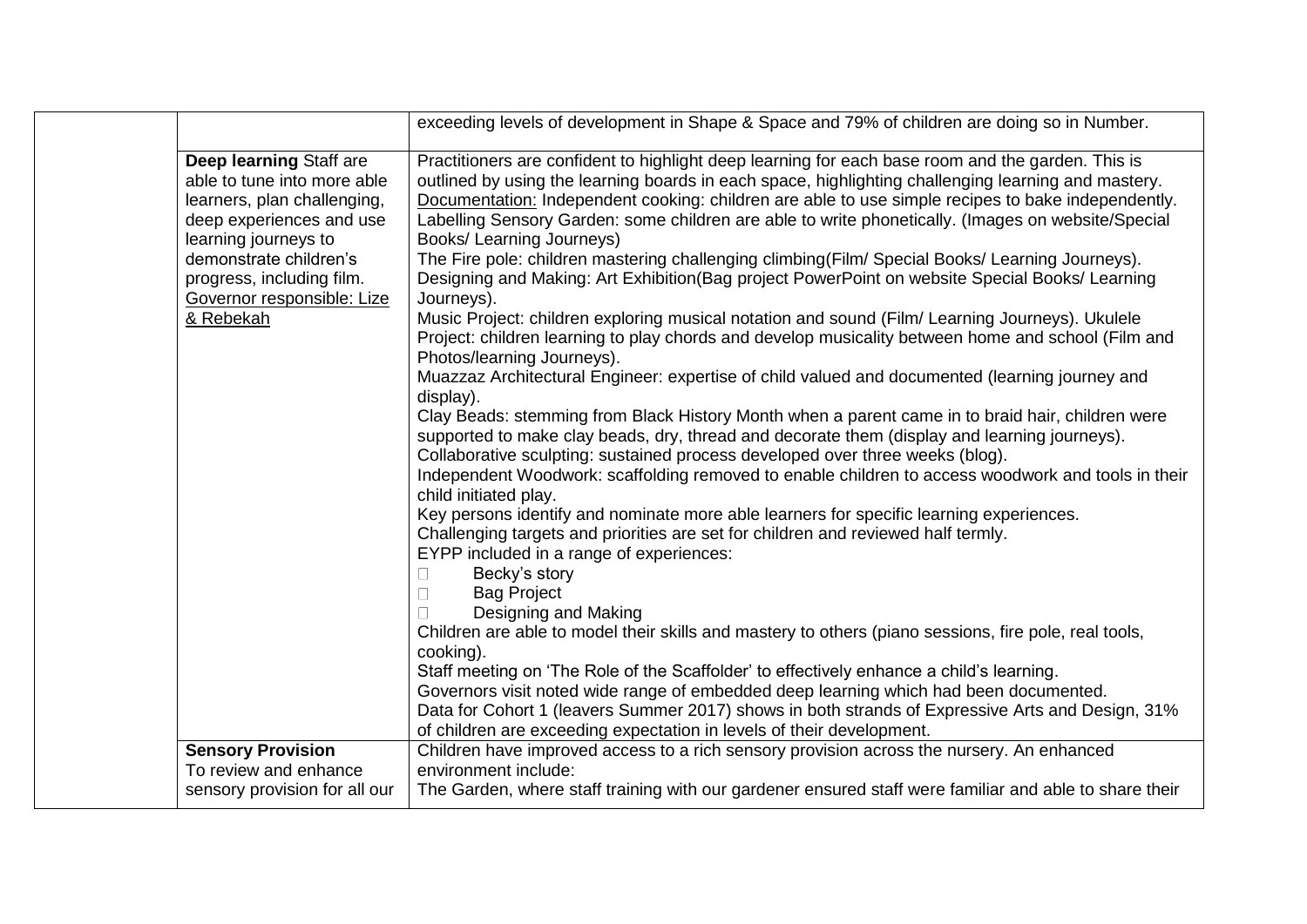| | | |
|---|---|---|
| | | exceeding levels of development in Shape & Space and 79% of children are doing so in Number. |
| | **Deep learning** Staff are able to tune into more able learners, plan challenging, deep experiences and use learning journeys to demonstrate children's progress, including film. Governor responsible: Lize & Rebekah | Practitioners are confident to highlight deep learning for each base room and the garden. This is outlined by using the learning boards in each space, highlighting challenging learning and mastery.<br>Documentation: Independent cooking: children are able to use simple recipes to bake independently. Labelling Sensory Garden: some children are able to write phonetically. (Images on website/Special Books/ Learning Journeys)<br>The Fire pole: children mastering challenging climbing(Film/ Special Books/ Learning Journeys).<br>Designing and Making: Art Exhibition(Bag project PowerPoint on website Special Books/ Learning Journeys).<br>Music Project: children exploring musical notation and sound (Film/ Learning Journeys). Ukulele Project: children learning to play chords and develop musicality between home and school (Film and Photos/learning Journeys).<br>Muazzaz Architectural Engineer: expertise of child valued and documented (learning journey and display).<br>Clay Beads: stemming from Black History Month when a parent came in to braid hair, children were supported to make clay beads, dry, thread and decorate them (display and learning journeys).<br>Collaborative sculpting: sustained process developed over three weeks (blog).<br>Independent Woodwork: scaffolding removed to enable children to access woodwork and tools in their child initiated play.<br>Key persons identify and nominate more able learners for specific learning experiences.<br>Challenging targets and priorities are set for children and reviewed half termly.<br>EYPP included in a range of experiences:<br>- Becky's story<br>- Bag Project<br>- Designing and Making<br>Children are able to model their skills and mastery to others (piano sessions, fire pole, real tools, cooking).<br>Staff meeting on 'The Role of the Scaffolder' to effectively enhance a child's learning.<br>Governors visit noted wide range of embedded deep learning which had been documented.<br>Data for Cohort 1 (leavers Summer 2017) shows in both strands of Expressive Arts and Design, 31% of children are exceeding expectation in levels of their development. |
| | **Sensory Provision** To review and enhance sensory provision for all our | Children have improved access to a rich sensory provision across the nursery. An enhanced environment include:<br>The Garden, where staff training with our gardener ensured staff were familiar and able to share their |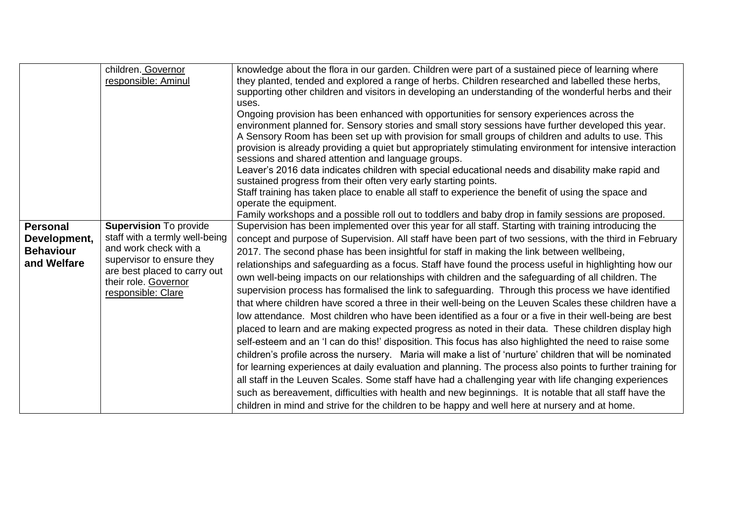| | | |
|---|---|---|
| | children. <u>Governor responsible: Aminul</u> | knowledge about the flora in our garden. Children were part of a sustained piece of learning where they planted, tended and explored a range of herbs. Children researched and labelled these herbs, supporting other children and visitors in developing an understanding of the wonderful herbs and their uses.<br>Ongoing provision has been enhanced with opportunities for sensory experiences across the environment planned for. Sensory stories and small story sessions have further developed this year.<br>A Sensory Room has been set up with provision for small groups of children and adults to use. This provision is already providing a quiet but appropriately stimulating environment for intensive interaction sessions and shared attention and language groups.<br>Leaver's 2016 data indicates children with special educational needs and disability make rapid and sustained progress from their often very early starting points.<br>Staff training has taken place to enable all staff to experience the benefit of using the space and operate the equipment.<br>Family workshops and a possible roll out to toddlers and baby drop in family sessions are proposed. |
| **Personal Development, Behaviour and Welfare** | **Supervision** To provide staff with a termly well-being and work check with a supervisor to ensure they are best placed to carry out their role. <u>Governor responsible: Clare</u> | Supervision has been implemented over this year for all staff. Starting with training introducing the concept and purpose of Supervision. All staff have been part of two sessions, with the third in February 2017. The second phase has been insightful for staff in making the link between wellbeing, relationships and safeguarding as a focus. Staff have found the process useful in highlighting how our own well-being impacts on our relationships with children and the safeguarding of all children. The supervision process has formalised the link to safeguarding. Through this process we have identified that where children have scored a three in their well-being on the Leuven Scales these children have a low attendance. Most children who have been identified as a four or a five in their well-being are best placed to learn and are making expected progress as noted in their data. These children display high self-esteem and an 'I can do this!' disposition. This focus has also highlighted the need to raise some children's profile across the nursery. Maria will make a list of 'nurture' children that will be nominated for learning experiences at daily evaluation and planning. The process also points to further training for all staff in the Leuven Scales. Some staff have had a challenging year with life changing experiences such as bereavement, difficulties with health and new beginnings. It is notable that all staff have the children in mind and strive for the children to be happy and well here at nursery and at home. |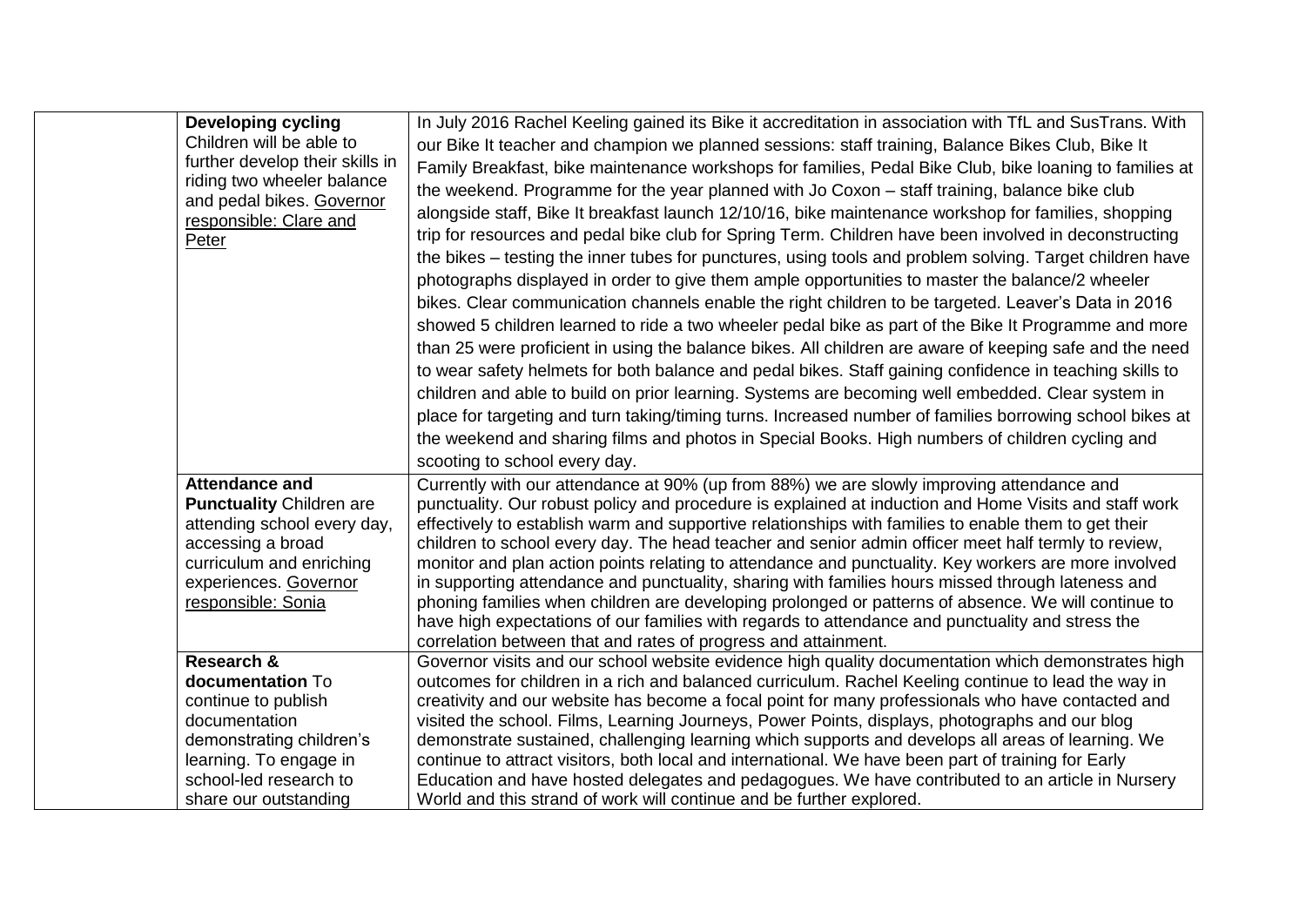| | | |
|---|---|---|
| | **Developing cycling** Children will be able to further develop their skills in riding two wheeler balance and pedal bikes. Governor responsible: Clare and Peter | In July 2016 Rachel Keeling gained its Bike it accreditation in association with TfL and SusTrans. With our Bike It teacher and champion we planned sessions: staff training, Balance Bikes Club, Bike It Family Breakfast, bike maintenance workshops for families, Pedal Bike Club, bike loaning to families at the weekend. Programme for the year planned with Jo Coxon – staff training, balance bike club alongside staff, Bike It breakfast launch 12/10/16, bike maintenance workshop for families, shopping trip for resources and pedal bike club for Spring Term. Children have been involved in deconstructing the bikes – testing the inner tubes for punctures, using tools and problem solving. Target children have photographs displayed in order to give them ample opportunities to master the balance/2 wheeler bikes. Clear communication channels enable the right children to be targeted. Leaver's Data in 2016 showed 5 children learned to ride a two wheeler pedal bike as part of the Bike It Programme and more than 25 were proficient in using the balance bikes. All children are aware of keeping safe and the need to wear safety helmets for both balance and pedal bikes. Staff gaining confidence in teaching skills to children and able to build on prior learning. Systems are becoming well embedded. Clear system in place for targeting and turn taking/timing turns. Increased number of families borrowing school bikes at the weekend and sharing films and photos in Special Books. High numbers of children cycling and scooting to school every day. |
| | **Attendance and Punctuality** Children are attending school every day, accessing a broad curriculum and enriching experiences. Governor responsible: Sonia | Currently with our attendance at 90% (up from 88%) we are slowly improving attendance and punctuality. Our robust policy and procedure is explained at induction and Home Visits and staff work effectively to establish warm and supportive relationships with families to enable them to get their children to school every day. The head teacher and senior admin officer meet half termly to review, monitor and plan action points relating to attendance and punctuality. Key workers are more involved in supporting attendance and punctuality, sharing with families hours missed through lateness and phoning families when children are developing prolonged or patterns of absence. We will continue to have high expectations of our families with regards to attendance and punctuality and stress the correlation between that and rates of progress and attainment. |
| | **Research & documentation** To continue to publish documentation demonstrating children's learning. To engage in school-led research to share our outstanding | Governor visits and our school website evidence high quality documentation which demonstrates high outcomes for children in a rich and balanced curriculum. Rachel Keeling continue to lead the way in creativity and our website has become a focal point for many professionals who have contacted and visited the school. Films, Learning Journeys, Power Points, displays, photographs and our blog demonstrate sustained, challenging learning which supports and develops all areas of learning. We continue to attract visitors, both local and international. We have been part of training for Early Education and have hosted delegates and pedagogues. We have contributed to an article in Nursery World and this strand of work will continue and be further explored. |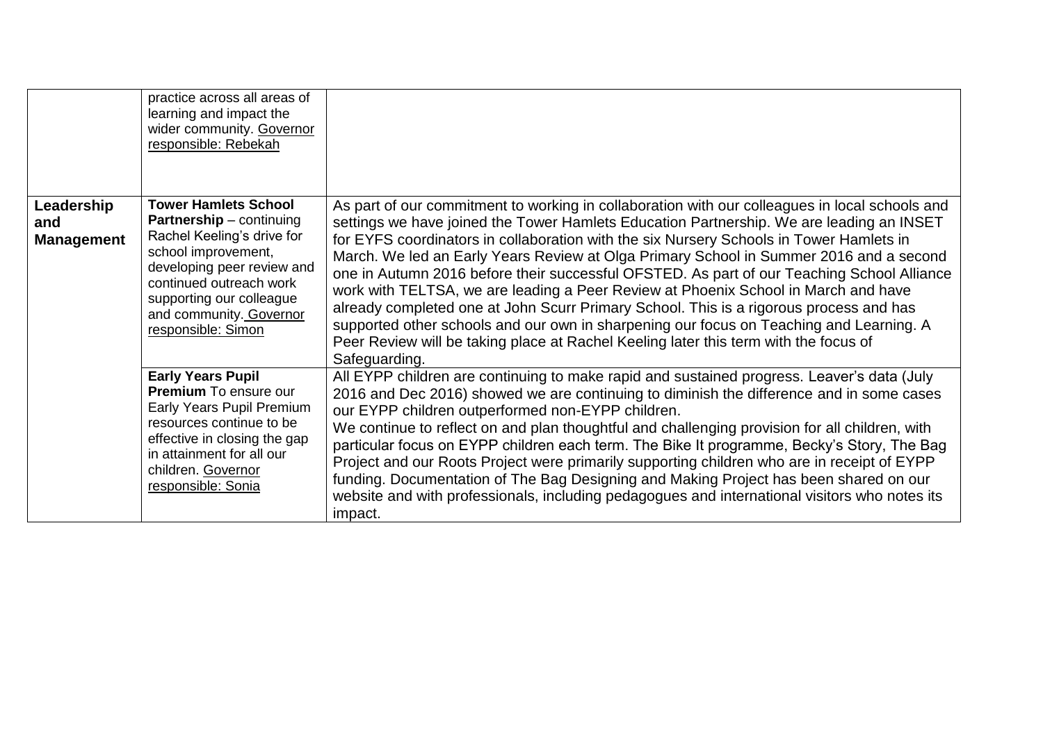| | | |
|---|---|---|
| | practice across all areas of learning and impact the wider community. Governor responsible: Rebekah | |
| **Leadership and Management** | **Tower Hamlets School Partnership** – continuing Rachel Keeling's drive for school improvement, developing peer review and continued outreach work supporting our colleague and community. Governor responsible: Simon | As part of our commitment to working in collaboration with our colleagues in local schools and settings we have joined the Tower Hamlets Education Partnership. We are leading an INSET for EYFS coordinators in collaboration with the six Nursery Schools in Tower Hamlets in March. We led an Early Years Review at Olga Primary School in Summer 2016 and a second one in Autumn 2016 before their successful OFSTED. As part of our Teaching School Alliance work with TELTSA, we are leading a Peer Review at Phoenix School in March and have already completed one at John Scurr Primary School. This is a rigorous process and has supported other schools and our own in sharpening our focus on Teaching and Learning. A Peer Review will be taking place at Rachel Keeling later this term with the focus of Safeguarding. |
| | **Early Years Pupil Premium** To ensure our Early Years Pupil Premium resources continue to be effective in closing the gap in attainment for all our children. Governor responsible: Sonia | All EYPP children are continuing to make rapid and sustained progress. Leaver's data (July 2016 and Dec 2016) showed we are continuing to diminish the difference and in some cases our EYPP children outperformed non-EYPP children.<br>We continue to reflect on and plan thoughtful and challenging provision for all children, with particular focus on EYPP children each term. The Bike It programme, Becky's Story, The Bag Project and our Roots Project were primarily supporting children who are in receipt of EYPP funding. Documentation of The Bag Designing and Making Project has been shared on our website and with professionals, including pedagogues and international visitors who notes its impact. |